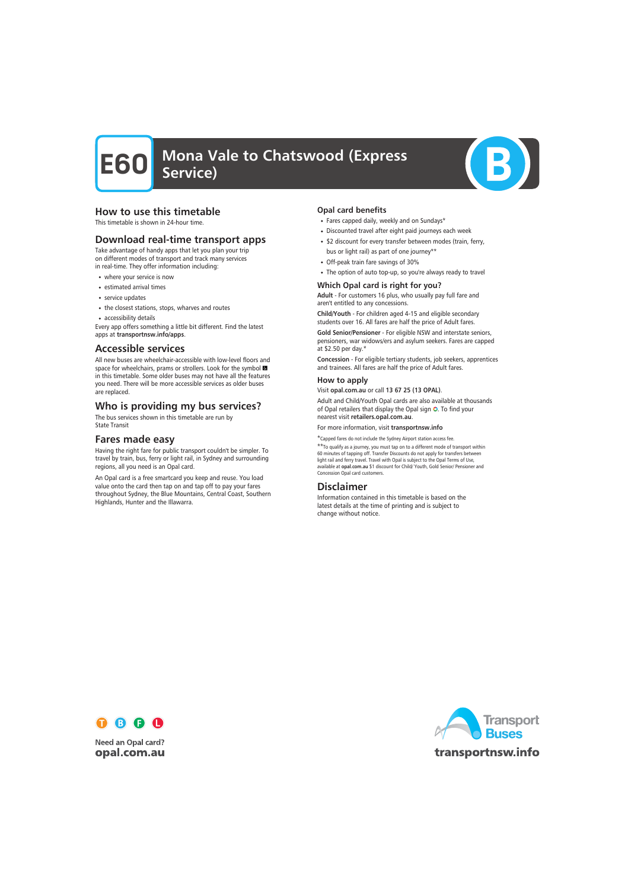# E60 Mona Vale to Chatswood (Express Service)

## How to use this timetable

This timetable is shown in 24-hour time.

## Download real-time transport apps

Take advantage of handy apps that let you plan your trip on different modes of transport and track many services in real-time. They offer information including:

- where your service is now
- estimated arrival times
- service updates
- the closest stations, stops, wharves and routes
- accessibility details

Every app offers something a little bit different. Find the latest apps at **transportnsw.info/apps**.

## Accessible services

All new buses are wheelchair-accessible with low-level floors and space for wheelchairs, prams or strollers. Look for the symbol in this timetable. Some older buses may not have all the features you need. There will be more accessible services as older buses are replaced.

## Who is providing my bus services?

The bus services shown in this timetable are run by State Transit

## Fares made easy

Having the right fare for public transport couldn't be simpler. To travel by train, bus, ferry or light rail, in Sydney and surrounding regions, all you need is an Opal card.

An Opal card is a free smartcard you keep and reuse. You load value onto the card then tap on and tap off to pay your fares throughout Sydney, the Blue Mountains, Central Coast, Southern Highlands, Hunter and the Illawarra.

### Opal card benefits

- Fares capped daily, weekly and on Sundays*
- Discounted travel after eight paid journeys each week
- $2 discount for every transfer between modes (train, ferry, bus or light rail) as part of one journey**
- Off-peak train fare savings of 30%
- The option of auto top-up, so you're always ready to travel

### Which Opal card is right for you?

**Adult** - For customers 16 plus, who usually pay full fare and aren't entitled to any concessions.

**Child/Youth** - For children aged 4-15 and eligible secondary students over 16. All fares are half the price of Adult fares.

**Gold Senior/Pensioner** - For eligible NSW and interstate seniors, pensioners, war widows/ers and asylum seekers. Fares are capped at $2.50 per day.*

**Concession** - For eligible tertiary students, job seekers, apprentices and trainees. All fares are half the price of Adult fares.

### How to apply

Visit **opal.com.au** or call **13 67 25 (13 OPAL)**.

Adult and Child/Youth Opal cards are also available at thousands of Opal retailers that display the Opal sign. To find your nearest visit **retailers.opal.com.au**.

For more information, visit **transportnsw.info**

*Capped fares do not include the Sydney Airport station access fee.

**To qualify as a journey, you must tap on to a different mode of transport within 60 minutes of tapping off. Transfer Discounts do not apply for transfers between light rail and ferry travel. Travel with Opal is subject to the Opal Terms of Use, available at **opal.com.au** $1 discount for Child/ Youth, Gold Senior/ Pensioner and Concession Opal card customers.

## Disclaimer

Information contained in this timetable is based on the latest details at the time of printing and is subject to change without notice.

Need an Opal card?
**opal.com.au**

Transport Buses
**transportnsw.info**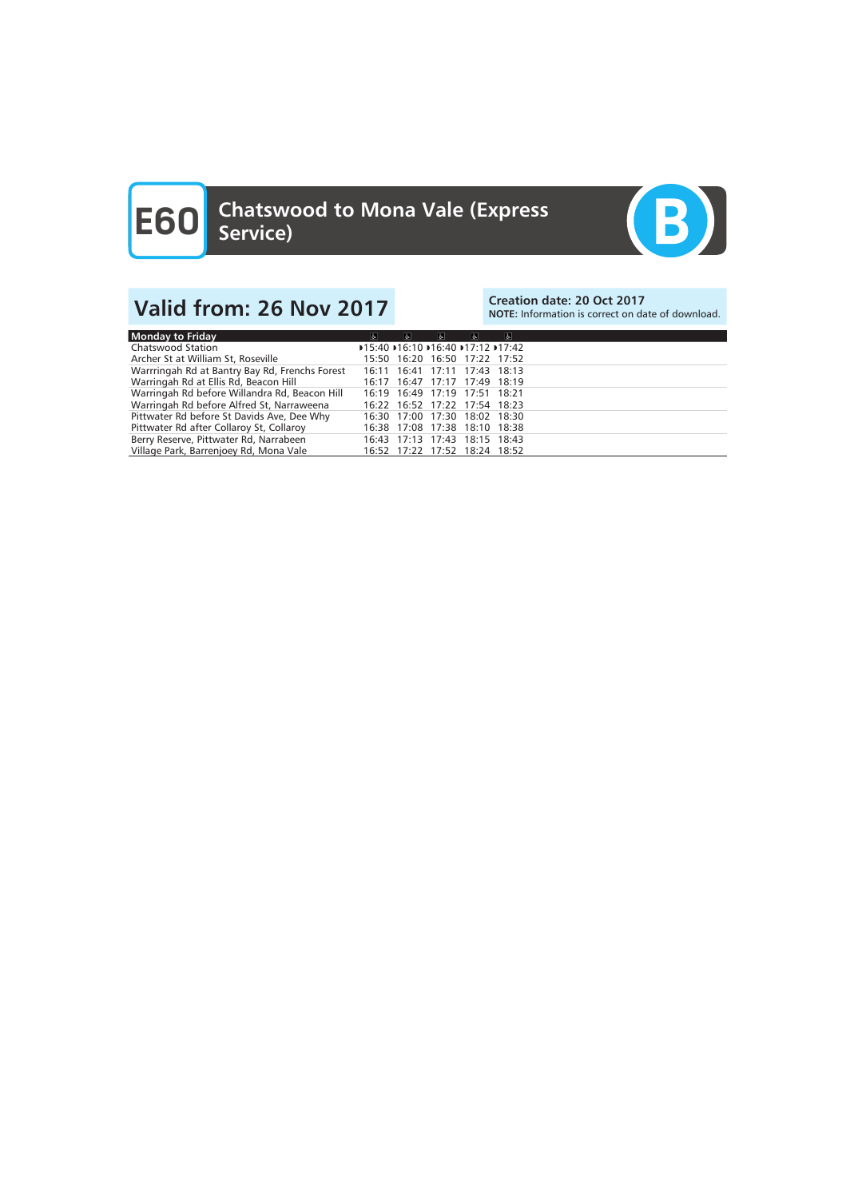# E60 Chatswood to Mona Vale (Express Service)

B

## Valid from: 26 Nov 2017

**Creation date: 20 Oct 2017**
**NOTE:** Information is correct on date of download.

| Monday to Friday | ♿ | ♿ | ♿ | ♿ | ♿ |
|---|---|---|---|---|---|
| Chatswood Station | ▸15:40 | ▸16:10 | ▸16:40 | ▸17:12 | ▸17:42 |
| Archer St at William St, Roseville | 15:50 | 16:20 | 16:50 | 17:22 | 17:52 |
| Warrringah Rd at Bantry Bay Rd, Frenchs Forest | 16:11 | 16:41 | 17:11 | 17:43 | 18:13 |
| Warringah Rd at Ellis Rd, Beacon Hill | 16:17 | 16:47 | 17:17 | 17:49 | 18:19 |
| Warringah Rd before Willandra Rd, Beacon Hill | 16:19 | 16:49 | 17:19 | 17:51 | 18:21 |
| Warringah Rd before Alfred St, Narraweena | 16:22 | 16:52 | 17:22 | 17:54 | 18:23 |
| Pittwater Rd before St Davids Ave, Dee Why | 16:30 | 17:00 | 17:30 | 18:02 | 18:30 |
| Pittwater Rd after Collaroy St, Collaroy | 16:38 | 17:08 | 17:38 | 18:10 | 18:38 |
| Berry Reserve, Pittwater Rd, Narrabeen | 16:43 | 17:13 | 17:43 | 18:15 | 18:43 |
| Village Park, Barrenjoey Rd, Mona Vale | 16:52 | 17:22 | 17:52 | 18:24 | 18:52 |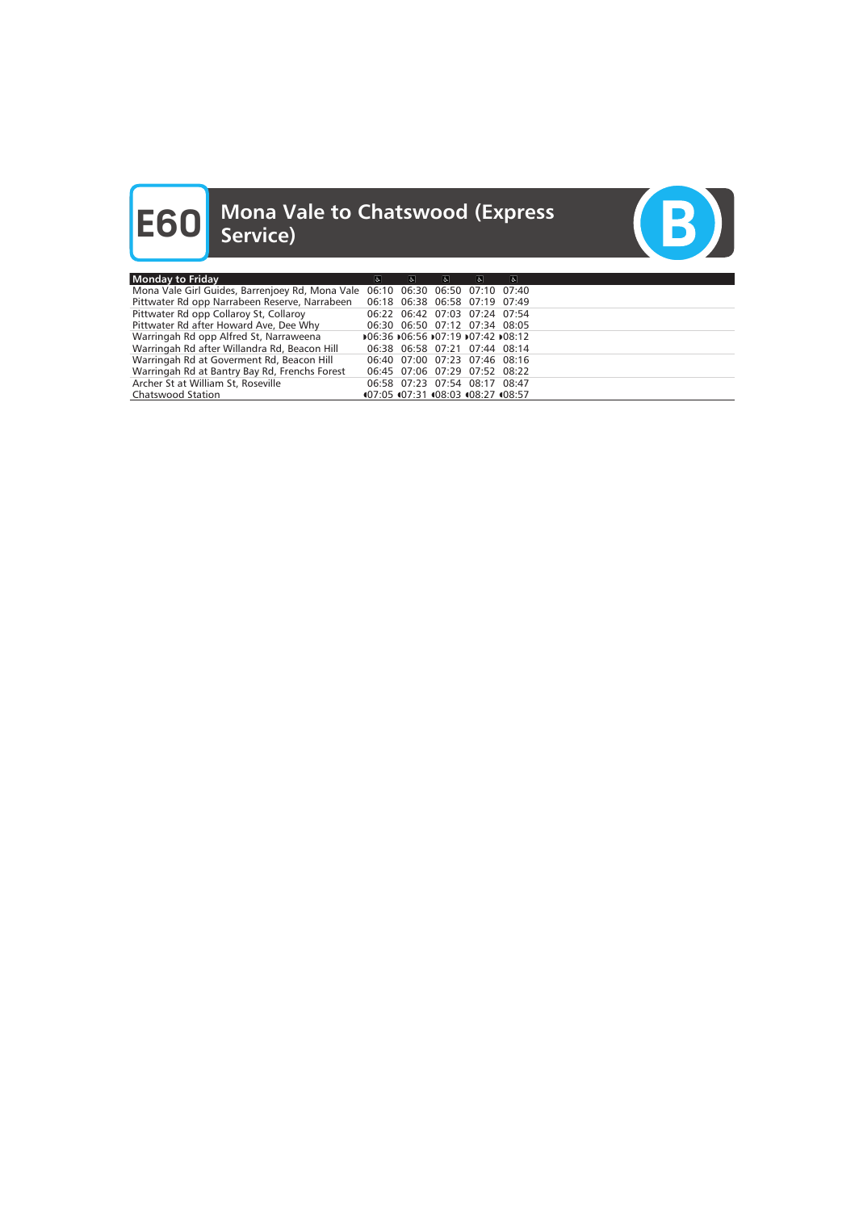# E60 Mona Vale to Chatswood (Express Service)

B

| Monday to Friday | ♿ | ♿ | ♿ | ♿ | ♿ |
|---|---|---|---|---|---|
| Mona Vale Girl Guides, Barrenjoey Rd, Mona Vale | 06:10 | 06:30 | 06:50 | 07:10 | 07:40 |
| Pittwater Rd opp Narrabeen Reserve, Narrabeen | 06:18 | 06:38 | 06:58 | 07:19 | 07:49 |
| Pittwater Rd opp Collaroy St, Collaroy | 06:22 | 06:42 | 07:03 | 07:24 | 07:54 |
| Pittwater Rd after Howard Ave, Dee Why | 06:30 | 06:50 | 07:12 | 07:34 | 08:05 |
| Warringah Rd opp Alfred St, Narraweena | ▸06:36 | ▸06:56 | ▸07:19 | ▸07:42 | ▸08:12 |
| Warringah Rd after Willandra Rd, Beacon Hill | 06:38 | 06:58 | 07:21 | 07:44 | 08:14 |
| Warringah Rd at Goverment Rd, Beacon Hill | 06:40 | 07:00 | 07:23 | 07:46 | 08:16 |
| Warringah Rd at Bantry Bay Rd, Frenchs Forest | 06:45 | 07:06 | 07:29 | 07:52 | 08:22 |
| Archer St at William St, Roseville | 06:58 | 07:23 | 07:54 | 08:17 | 08:47 |
| Chatswood Station | ◂07:05 | ◂07:31 | ◂08:03 | ◂08:27 | ◂08:57 |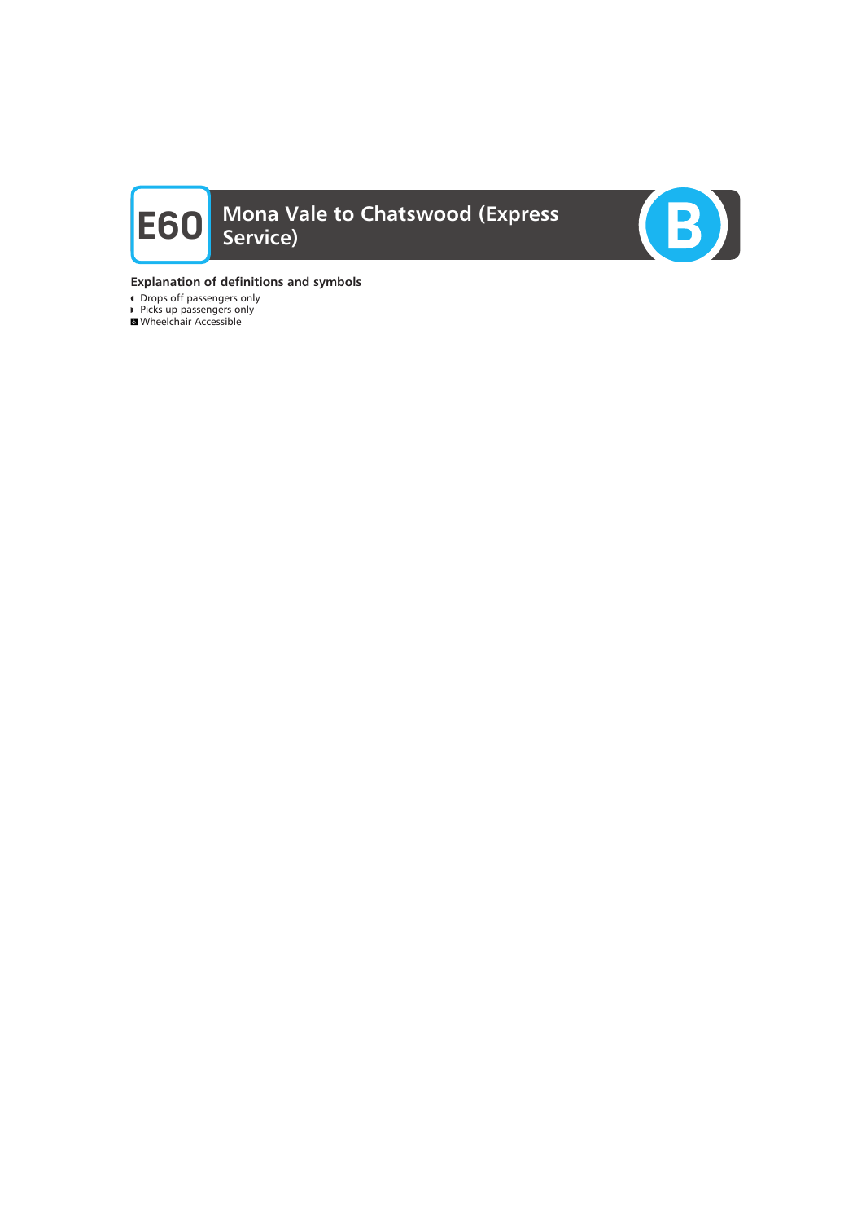# E60 Mona Vale to Chatswood (Express Service)

B

**Explanation of definitions and symbols**

- ◖ Drops off passengers only
- ◗ Picks up passengers only
- ♿ Wheelchair Accessible